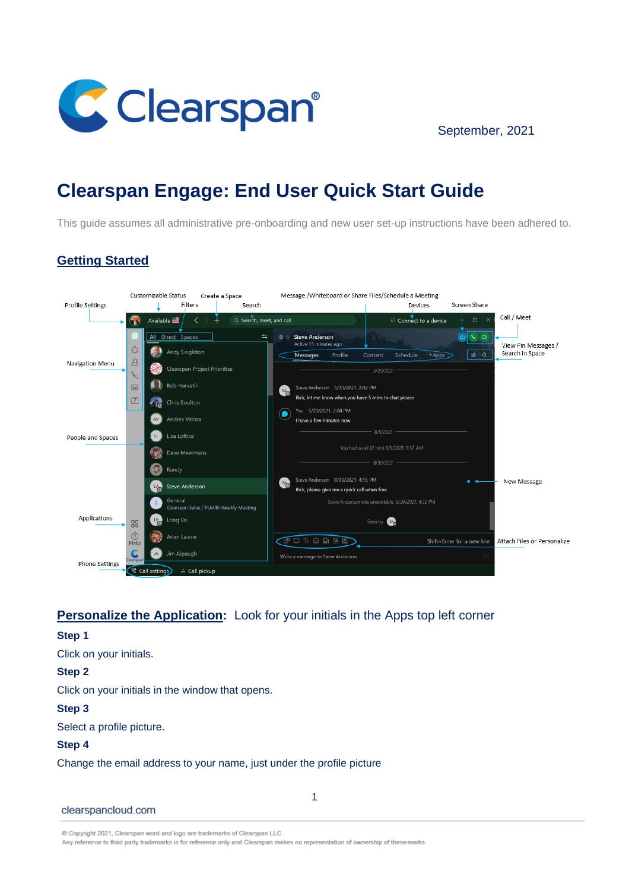September, 2021

# Clearspan Engage: End User Quick Start Guide

This guide assumes all administrative pre-onboarding and new user set-up instructions have been adhered to.

## Getting Started

## Personalize the Application: Look for your initials in the Apps top left corner

**Step 1**

Click on your initials.

**Step 2**

Click on your initials in the window that opens.

**Step 3**

Select a profile picture.

**Step 4**

Change the email address to your name, just under the profile picture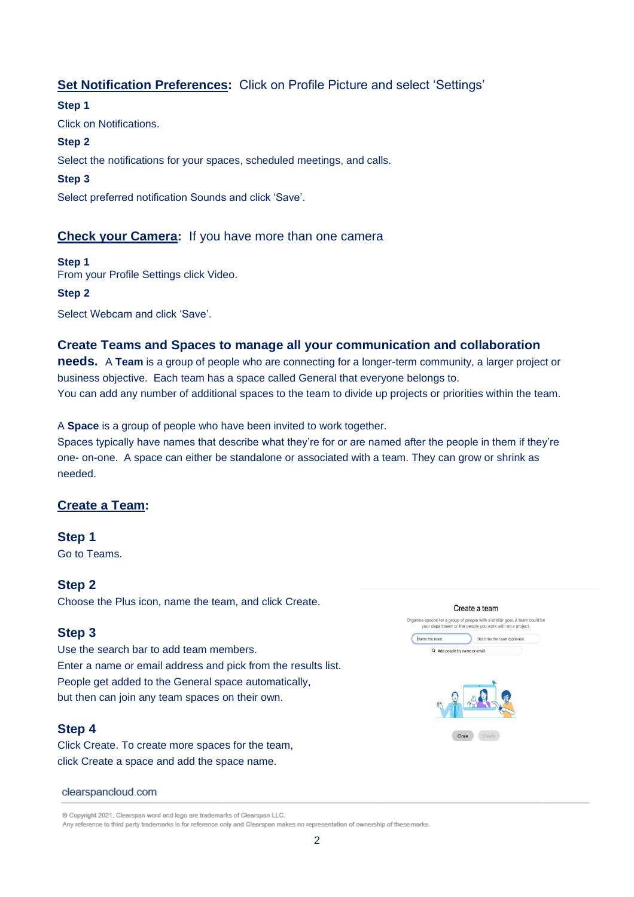**Set Notification Preferences**: Click on Profile Picture and select 'Settings'

**Step 1**

Click on Notifications.

**Step 2**

Select the notifications for your spaces, scheduled meetings, and calls.

**Step 3**

Select preferred notification Sounds and click 'Save'.

**Check your Camera**: If you have more than one camera

**Step 1**

From your Profile Settings click Video.

**Step 2**

Select Webcam and click 'Save'.

## Create Teams and Spaces to manage all your communication and collaboration needs.

A **Team** is a group of people who are connecting for a longer-term community, a larger project or business objective. Each team has a space called General that everyone belongs to.
You can add any number of additional spaces to the team to divide up projects or priorities within the team.

A **Space** is a group of people who have been invited to work together.
Spaces typically have names that describe what they're for or are named after the people in them if they're one- on-one. A space can either be standalone or associated with a team. They can grow or shrink as needed.

## Create a Team:

### Step 1

Go to Teams.

### Step 2

Choose the Plus icon, name the team, and click Create.

### Step 3

Use the search bar to add team members.
Enter a name or email address and pick from the results list.
People get added to the General space automatically,
but then can join any team spaces on their own.

### Step 4

Click Create. To create more spaces for the team,
click Create a space and add the space name.

Create a team

Organise spaces for a group of people with a similar goal. A team could be your department or the people you work with on a project.

Name the team | Describe the team (optional)

Add people by name or email

Close | Create

clearspancloud.com

© Copyright 2021, Clearspan word and logo are trademarks of Clearspan LLC.
Any reference to third party trademarks is for reference only and Clearspan makes no representation of ownership of these marks.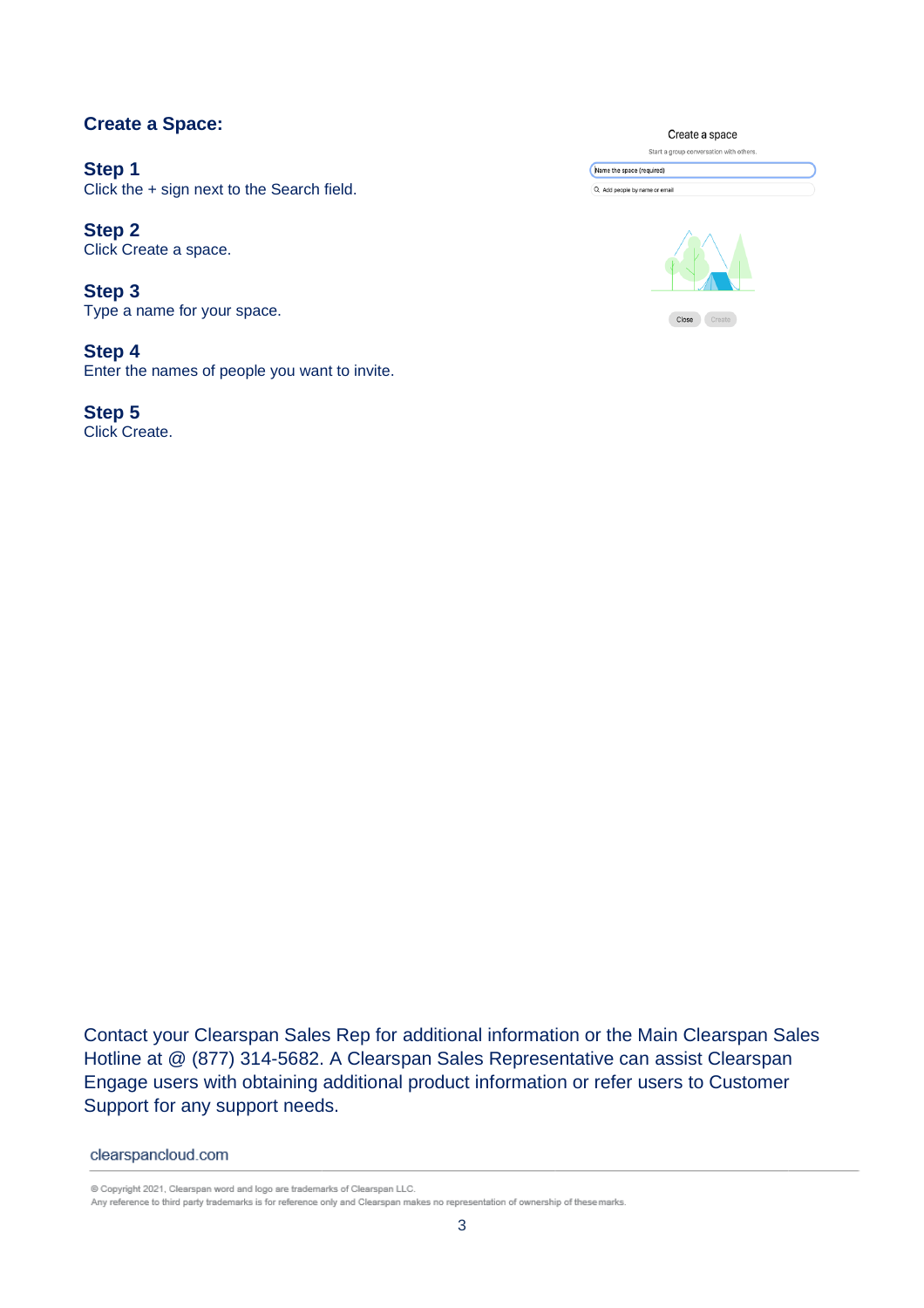## Create a Space:

**Step 1**
Click the + sign next to the Search field.

**Step 2**
Click Create a space.

**Step 3**
Type a name for your space.

**Step 4**
Enter the names of people you want to invite.

**Step 5**
Click Create.

Contact your Clearspan Sales Rep for additional information or the Main Clearspan Sales Hotline at @ (877) 314-5682. A Clearspan Sales Representative can assist Clearspan Engage users with obtaining additional product information or refer users to Customer Support for any support needs.